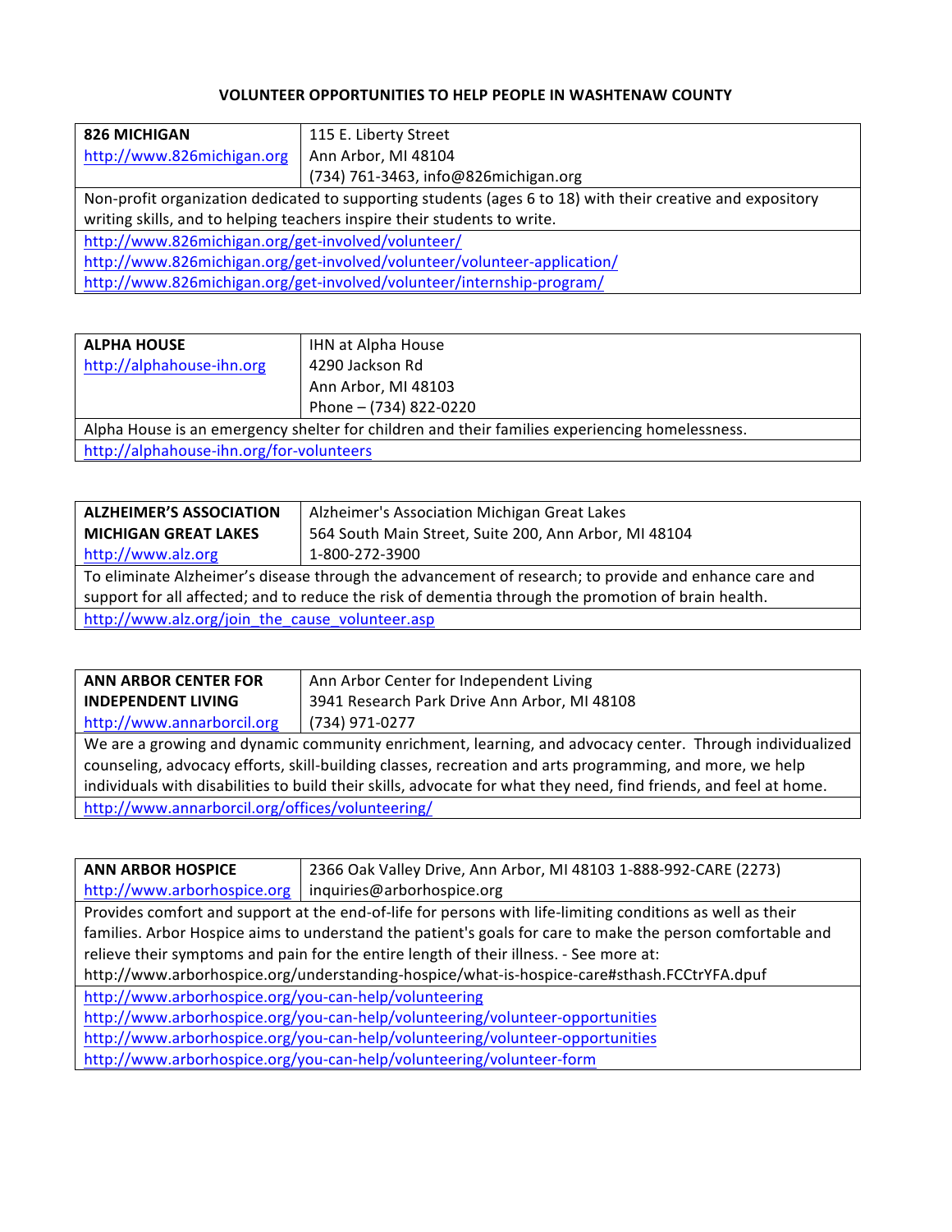# VOLUNTEER OPPORTUNITIES TO HELP PEOPLE IN WASHTENAW COUNTY

| **826 MICHIGAN**<br>http://www.826michigan.org | 115 E. Liberty Street<br>Ann Arbor, MI 48104<br>(734) 761-3463, info@826michigan.org |
|---|---|
| Non-profit organization dedicated to supporting students (ages 6 to 18) with their creative and expository writing skills, and to helping teachers inspire their students to write. | |
| http://www.826michigan.org/get-involved/volunteer/<br>http://www.826michigan.org/get-involved/volunteer/volunteer-application/<br>http://www.826michigan.org/get-involved/volunteer/internship-program/ | |

| **ALPHA HOUSE**<br>http://alphahouse-ihn.org | IHN at Alpha House<br>4290 Jackson Rd<br>Ann Arbor, MI 48103<br>Phone – (734) 822-0220 |
|---|---|
| Alpha House is an emergency shelter for children and their families experiencing homelessness. | |
| http://alphahouse-ihn.org/for-volunteers | |

| **ALZHEIMER'S ASSOCIATION MICHIGAN GREAT LAKES**<br>http://www.alz.org | Alzheimer's Association Michigan Great Lakes<br>564 South Main Street, Suite 200, Ann Arbor, MI 48104<br>1-800-272-3900 |
|---|---|
| To eliminate Alzheimer's disease through the advancement of research; to provide and enhance care and support for all affected; and to reduce the risk of dementia through the promotion of brain health. | |
| http://www.alz.org/join_the_cause_volunteer.asp | |

| **ANN ARBOR CENTER FOR INDEPENDENT LIVING**<br>http://www.annarborcil.org | Ann Arbor Center for Independent Living<br>3941 Research Park Drive Ann Arbor, MI 48108<br>(734) 971-0277 |
|---|---|
| We are a growing and dynamic community enrichment, learning, and advocacy center. Through individualized counseling, advocacy efforts, skill-building classes, recreation and arts programming, and more, we help individuals with disabilities to build their skills, advocate for what they need, find friends, and feel at home. | |
| http://www.annarborcil.org/offices/volunteering/ | |

| **ANN ARBOR HOSPICE**<br>http://www.arborhospice.org | 2366 Oak Valley Drive, Ann Arbor, MI 48103 1-888-992-CARE (2273)<br>inquiries@arborhospice.org |
|---|---|
| Provides comfort and support at the end-of-life for persons with life-limiting conditions as well as their families. Arbor Hospice aims to understand the patient's goals for care to make the person comfortable and relieve their symptoms and pain for the entire length of their illness. - See more at: http://www.arborhospice.org/understanding-hospice/what-is-hospice-care#sthash.FCCtrYFA.dpuf | |
| http://www.arborhospice.org/you-can-help/volunteering<br>http://www.arborhospice.org/you-can-help/volunteering/volunteer-opportunities<br>http://www.arborhospice.org/you-can-help/volunteering/volunteer-opportunities<br>http://www.arborhospice.org/you-can-help/volunteering/volunteer-form | |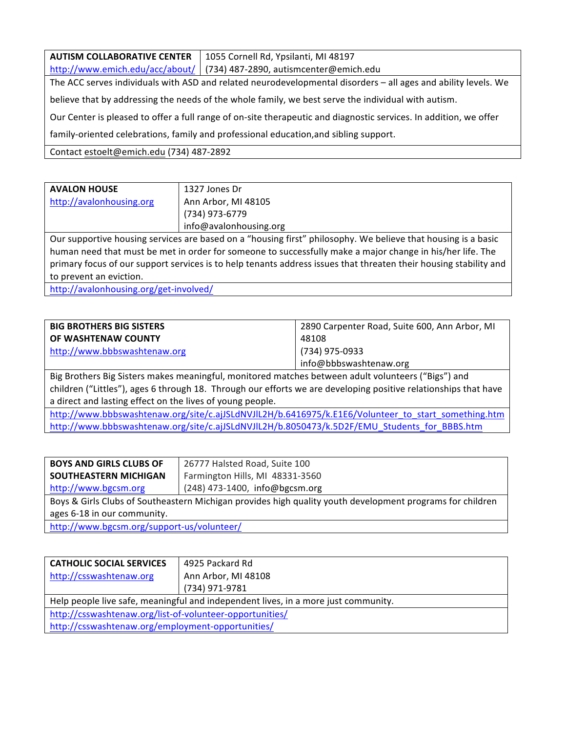| **AUTISM COLLABORATIVE CENTER** http://www.emich.edu/acc/about/ | 1055 Cornell Rd, Ypsilanti, MI 48197 (734) 487-2890, autismcenter@emich.edu |
|---|---|
| The ACC serves individuals with ASD and related neurodevelopmental disorders – all ages and ability levels. We believe that by addressing the needs of the whole family, we best serve the individual with autism. Our Center is pleased to offer a full range of on-site therapeutic and diagnostic services. In addition, we offer family-oriented celebrations, family and professional education,and sibling support. | |
| Contact estoelt@emich.edu (734) 487-2892 | |

| **AVALON HOUSE** http://avalonhousing.org | 1327 Jones Dr Ann Arbor, MI 48105 (734) 973-6779 info@avalonhousing.org |
|---|---|
| Our supportive housing services are based on a "housing first" philosophy. We believe that housing is a basic human need that must be met in order for someone to successfully make a major change in his/her life. The primary focus of our support services is to help tenants address issues that threaten their housing stability and to prevent an eviction. | |
| http://avalonhousing.org/get-involved/ | |

| **BIG BROTHERS BIG SISTERS OF WASHTENAW COUNTY** http://www.bbbswashtenaw.org | 2890 Carpenter Road, Suite 600, Ann Arbor, MI 48108 (734) 975-0933 info@bbbswashtenaw.org |
|---|---|
| Big Brothers Big Sisters makes meaningful, monitored matches between adult volunteers ("Bigs") and children ("Littles"), ages 6 through 18. Through our efforts we are developing positive relationships that have a direct and lasting effect on the lives of young people. | |
| http://www.bbbswashtenaw.org/site/c.ajJSLdNVJlL2H/b.6416975/k.E1E6/Volunteer_to_start_something.htm http://www.bbbswashtenaw.org/site/c.ajJSLdNVJlL2H/b.8050473/k.5D2F/EMU_Students_for_BBBS.htm | |

| **BOYS AND GIRLS CLUBS OF SOUTHEASTERN MICHIGAN** http://www.bgcsm.org | 26777 Halsted Road, Suite 100 Farmington Hills, MI 48331-3560 (248) 473-1400, info@bgcsm.org |
|---|---|
| Boys & Girls Clubs of Southeastern Michigan provides high quality youth development programs for children ages 6-18 in our community. | |
| http://www.bgcsm.org/support-us/volunteer/ | |

| **CATHOLIC SOCIAL SERVICES** http://csswashtenaw.org | 4925 Packard Rd Ann Arbor, MI 48108 (734) 971-9781 |
|---|---|
| Help people live safe, meaningful and independent lives, in a more just community. | |
| http://csswashtenaw.org/list-of-volunteer-opportunities/ http://csswashtenaw.org/employment-opportunities/ | |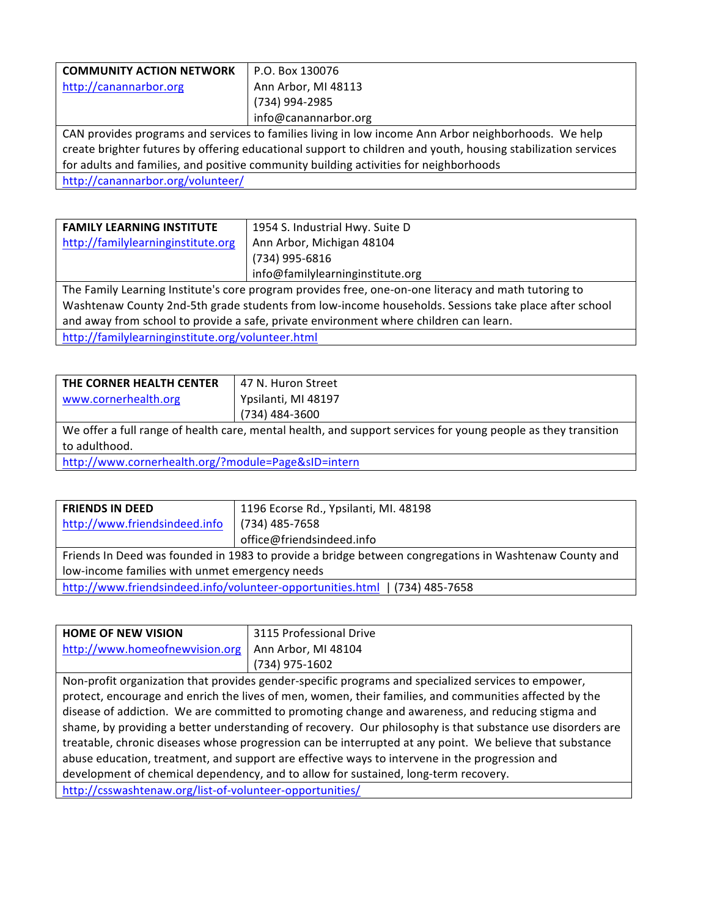| **COMMUNITY ACTION NETWORK**<br>http://canannarbor.org | P.O. Box 130076<br>Ann Arbor, MI 48113<br>(734) 994-2985<br>info@canannarbor.org |
|---|---|
| CAN provides programs and services to families living in low income Ann Arbor neighborhoods. We help create brighter futures by offering educational support to children and youth, housing stabilization services for adults and families, and positive community building activities for neighborhoods | |
| http://canannarbor.org/volunteer/ | |

| **FAMILY LEARNING INSTITUTE**<br>http://familylearninginstitute.org | 1954 S. Industrial Hwy. Suite D<br>Ann Arbor, Michigan 48104<br>(734) 995-6816<br>info@familylearninginstitute.org |
|---|---|
| The Family Learning Institute's core program provides free, one-on-one literacy and math tutoring to Washtenaw County 2nd-5th grade students from low-income households. Sessions take place after school and away from school to provide a safe, private environment where children can learn. | |
| http://familylearninginstitute.org/volunteer.html | |

| **THE CORNER HEALTH CENTER**<br>www.cornerhealth.org | 47 N. Huron Street<br>Ypsilanti, MI 48197<br>(734) 484-3600 |
|---|---|
| We offer a full range of health care, mental health, and support services for young people as they transition to adulthood. | |
| http://www.cornerhealth.org/?module=Page&sID=intern | |

| **FRIENDS IN DEED**<br>http://www.friendsindeed.info | 1196 Ecorse Rd., Ypsilanti, MI. 48198<br>(734) 485-7658<br>office@friendsindeed.info |
|---|---|
| Friends In Deed was founded in 1983 to provide a bridge between congregations in Washtenaw County and low-income families with unmet emergency needs | |
| http://www.friendsindeed.info/volunteer-opportunities.html \| (734) 485-7658 | |

| **HOME OF NEW VISION**<br>http://www.homeofnewvision.org | 3115 Professional Drive<br>Ann Arbor, MI 48104<br>(734) 975-1602 |
|---|---|
| Non-profit organization that provides gender-specific programs and specialized services to empower, protect, encourage and enrich the lives of men, women, their families, and communities affected by the disease of addiction. We are committed to promoting change and awareness, and reducing stigma and shame, by providing a better understanding of recovery. Our philosophy is that substance use disorders are treatable, chronic diseases whose progression can be interrupted at any point. We believe that substance abuse education, treatment, and support are effective ways to intervene in the progression and development of chemical dependency, and to allow for sustained, long-term recovery. | |
| http://csswashtenaw.org/list-of-volunteer-opportunities/ | |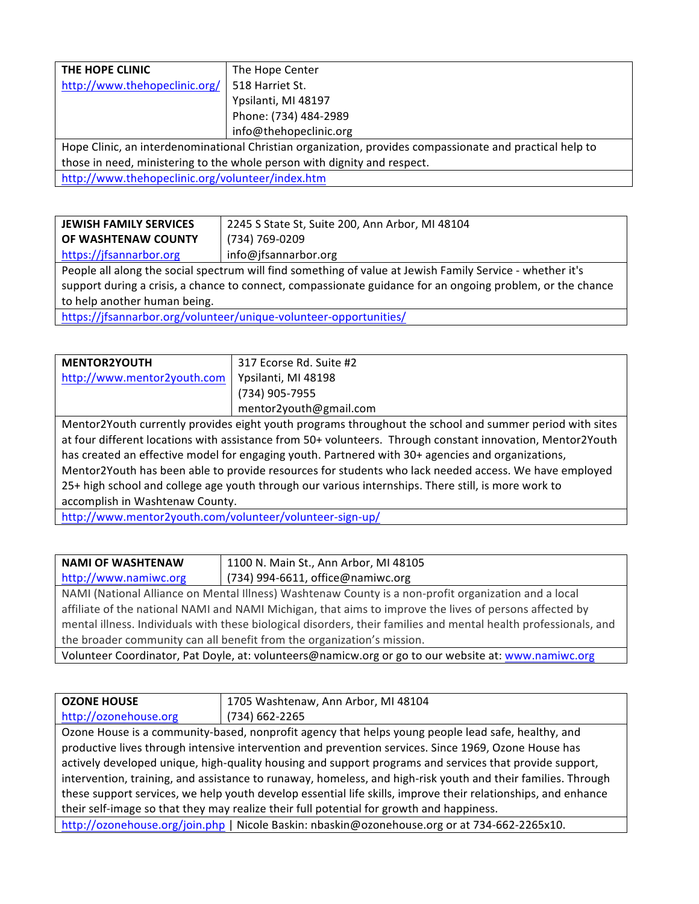| **THE HOPE CLINIC**<br>http://www.thehopeclinic.org/ | The Hope Center<br>518 Harriet St.<br>Ypsilanti, MI 48197<br>Phone: (734) 484-2989<br>info@thehopeclinic.org |
|---|---|
| Hope Clinic, an interdenominational Christian organization, provides compassionate and practical help to those in need, ministering to the whole person with dignity and respect. | |
| http://www.thehopeclinic.org/volunteer/index.htm | |

| **JEWISH FAMILY SERVICES OF WASHTENAW COUNTY**<br>https://jfsannarbor.org | 2245 S State St, Suite 200, Ann Arbor, MI 48104<br>(734) 769-0209<br>info@jfsannarbor.org |
|---|---|
| People all along the social spectrum will find something of value at Jewish Family Service - whether it's support during a crisis, a chance to connect, compassionate guidance for an ongoing problem, or the chance to help another human being. | |
| https://jfsannarbor.org/volunteer/unique-volunteer-opportunities/ | |

| **MENTOR2YOUTH**<br>http://www.mentor2youth.com | 317 Ecorse Rd. Suite #2<br>Ypsilanti, MI 48198<br>(734) 905-7955<br>mentor2youth@gmail.com |
|---|---|
| Mentor2Youth currently provides eight youth programs throughout the school and summer period with sites at four different locations with assistance from 50+ volunteers. Through constant innovation, Mentor2Youth has created an effective model for engaging youth. Partnered with 30+ agencies and organizations, Mentor2Youth has been able to provide resources for students who lack needed access. We have employed 25+ high school and college age youth through our various internships. There still, is more work to accomplish in Washtenaw County. | |
| http://www.mentor2youth.com/volunteer/volunteer-sign-up/ | |

| **NAMI OF WASHTENAW**<br>http://www.namiwc.org | 1100 N. Main St., Ann Arbor, MI 48105<br>(734) 994-6611, office@namiwc.org |
|---|---|
| NAMI (National Alliance on Mental Illness) Washtenaw County is a non-profit organization and a local affiliate of the national NAMI and NAMI Michigan, that aims to improve the lives of persons affected by mental illness. Individuals with these biological disorders, their families and mental health professionals, and the broader community can all benefit from the organization's mission. | |
| Volunteer Coordinator, Pat Doyle, at: volunteers@namicw.org or go to our website at: www.namiwc.org | |

| **OZONE HOUSE**<br>http://ozonehouse.org | 1705 Washtenaw, Ann Arbor, MI 48104<br>(734) 662-2265 |
|---|---|
| Ozone House is a community-based, nonprofit agency that helps young people lead safe, healthy, and productive lives through intensive intervention and prevention services. Since 1969, Ozone House has actively developed unique, high-quality housing and support programs and services that provide support, intervention, training, and assistance to runaway, homeless, and high-risk youth and their families. Through these support services, we help youth develop essential life skills, improve their relationships, and enhance their self-image so that they may realize their full potential for growth and happiness. | |
| http://ozonehouse.org/join.php \| Nicole Baskin: nbaskin@ozonehouse.org or at 734-662-2265x10. | |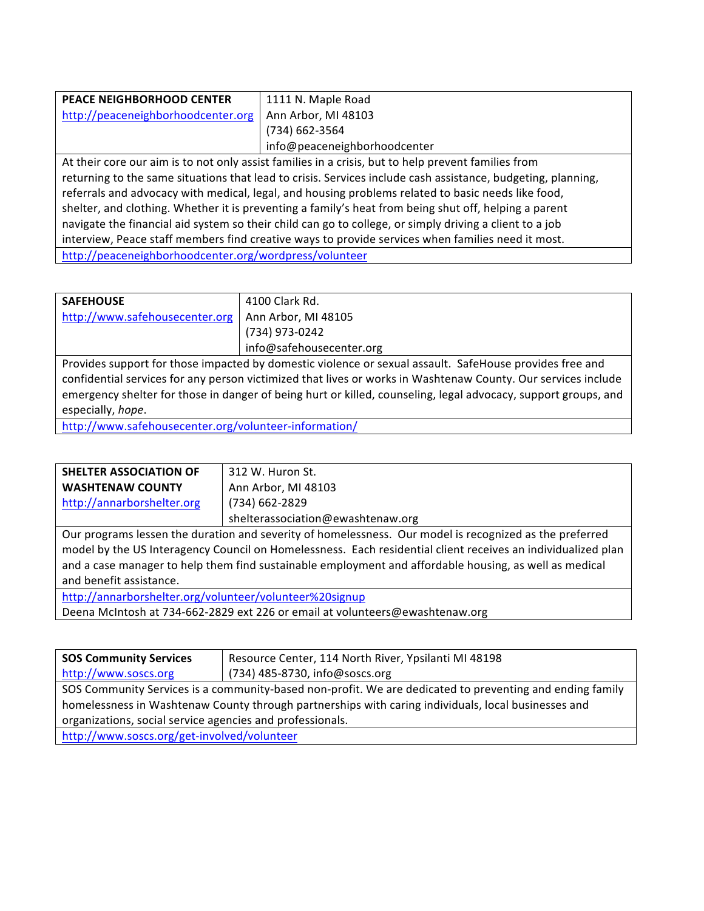| **PEACE NEIGHBORHOOD CENTER**<br>http://peaceneighborhoodcenter.org | 1111 N. Maple Road<br>Ann Arbor, MI 48103<br>(734) 662-3564<br>info@peaceneighborhoodcenter |
|---|---|
| At their core our aim is to not only assist families in a crisis, but to help prevent families from returning to the same situations that lead to crisis. Services include cash assistance, budgeting, planning, referrals and advocacy with medical, legal, and housing problems related to basic needs like food, shelter, and clothing. Whether it is preventing a family's heat from being shut off, helping a parent navigate the financial aid system so their child can go to college, or simply driving a client to a job interview, Peace staff members find creative ways to provide services when families need it most. | |
| http://peaceneighborhoodcenter.org/wordpress/volunteer | |

| **SAFEHOUSE**<br>http://www.safehousecenter.org | 4100 Clark Rd.<br>Ann Arbor, MI 48105<br>(734) 973-0242<br>info@safehousecenter.org |
|---|---|
| Provides support for those impacted by domestic violence or sexual assault. SafeHouse provides free and confidential services for any person victimized that lives or works in Washtenaw County. Our services include emergency shelter for those in danger of being hurt or killed, counseling, legal advocacy, support groups, and especially, *hope*. | |
| http://www.safehousecenter.org/volunteer-information/ | |

| **SHELTER ASSOCIATION OF WASHTENAW COUNTY**<br>http://annarborshelter.org | 312 W. Huron St.<br>Ann Arbor, MI 48103<br>(734) 662-2829<br>shelterassociation@ewashtenaw.org |
|---|---|
| Our programs lessen the duration and severity of homelessness. Our model is recognized as the preferred model by the US Interagency Council on Homelessness. Each residential client receives an individualized plan and a case manager to help them find sustainable employment and affordable housing, as well as medical and benefit assistance. | |
| http://annarborshelter.org/volunteer/volunteer%20signup<br>Deena McIntosh at 734-662-2829 ext 226 or email at volunteers@ewashtenaw.org | |

| **SOS Community Services**<br>http://www.soscs.org | Resource Center, 114 North River, Ypsilanti MI 48198<br>(734) 485-8730, info@soscs.org |
|---|---|
| SOS Community Services is a community-based non-profit. We are dedicated to preventing and ending family homelessness in Washtenaw County through partnerships with caring individuals, local businesses and organizations, social service agencies and professionals. | |
| http://www.soscs.org/get-involved/volunteer | |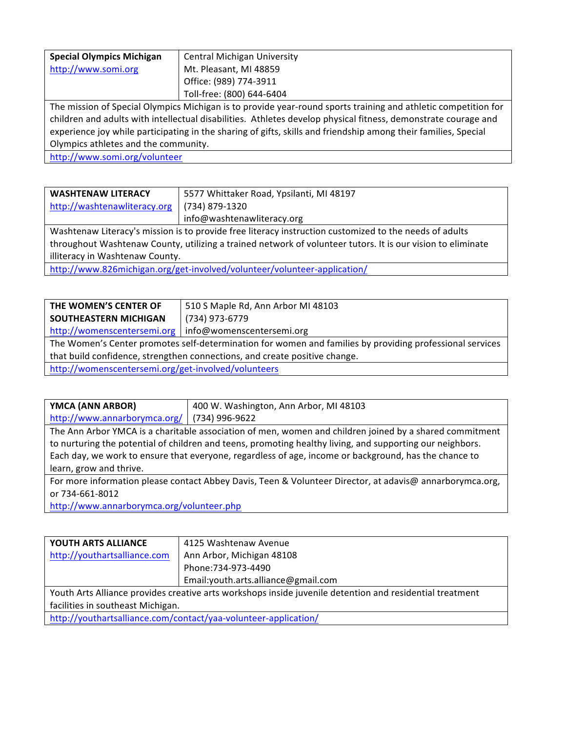| | |
|---|---|
| **Special Olympics Michigan**<br>http://www.somi.org | Central Michigan University<br>Mt. Pleasant, MI 48859<br>Office: (989) 774-3911<br>Toll-free: (800) 644-6404 |
| The mission of Special Olympics Michigan is to provide year-round sports training and athletic competition for children and adults with intellectual disabilities. Athletes develop physical fitness, demonstrate courage and experience joy while participating in the sharing of gifts, skills and friendship among their families, Special Olympics athletes and the community. | |
| http://www.somi.org/volunteer | |

| | |
|---|---|
| **WASHTENAW LITERACY**<br>http://washtenawliteracy.org | 5577 Whittaker Road, Ypsilanti, MI 48197<br>(734) 879-1320<br>info@washtenawliteracy.org |
| Washtenaw Literacy's mission is to provide free literacy instruction customized to the needs of adults throughout Washtenaw County, utilizing a trained network of volunteer tutors. It is our vision to eliminate illiteracy in Washtenaw County. | |
| http://www.826michigan.org/get-involved/volunteer/volunteer-application/ | |

| | |
|---|---|
| **THE WOMEN'S CENTER OF SOUTHEASTERN MICHIGAN**<br>http://womenscentersemi.org | 510 S Maple Rd, Ann Arbor MI 48103<br>(734) 973-6779<br>info@womenscentersemi.org |
| The Women's Center promotes self-determination for women and families by providing professional services that build confidence, strengthen connections, and create positive change. | |
| http://womenscentersemi.org/get-involved/volunteers | |

| | |
|---|---|
| **YMCA (ANN ARBOR)**<br>http://www.annarborymca.org/ | 400 W. Washington, Ann Arbor, MI 48103<br>(734) 996-9622 |
| The Ann Arbor YMCA is a charitable association of men, women and children joined by a shared commitment to nurturing the potential of children and teens, promoting healthy living, and supporting our neighbors. Each day, we work to ensure that everyone, regardless of age, income or background, has the chance to learn, grow and thrive. | |
| For more information please contact Abbey Davis, Teen & Volunteer Director, at adavis@ annarborymca.org, or 734-661-8012<br>http://www.annarborymca.org/volunteer.php | |

| | |
|---|---|
| **YOUTH ARTS ALLIANCE**<br>http://youthartsalliance.com | 4125 Washtenaw Avenue<br>Ann Arbor, Michigan 48108<br>Phone:734-973-4490<br>Email:youth.arts.alliance@gmail.com |
| Youth Arts Alliance provides creative arts workshops inside juvenile detention and residential treatment facilities in southeast Michigan. | |
| http://youthartsalliance.com/contact/yaa-volunteer-application/ | |